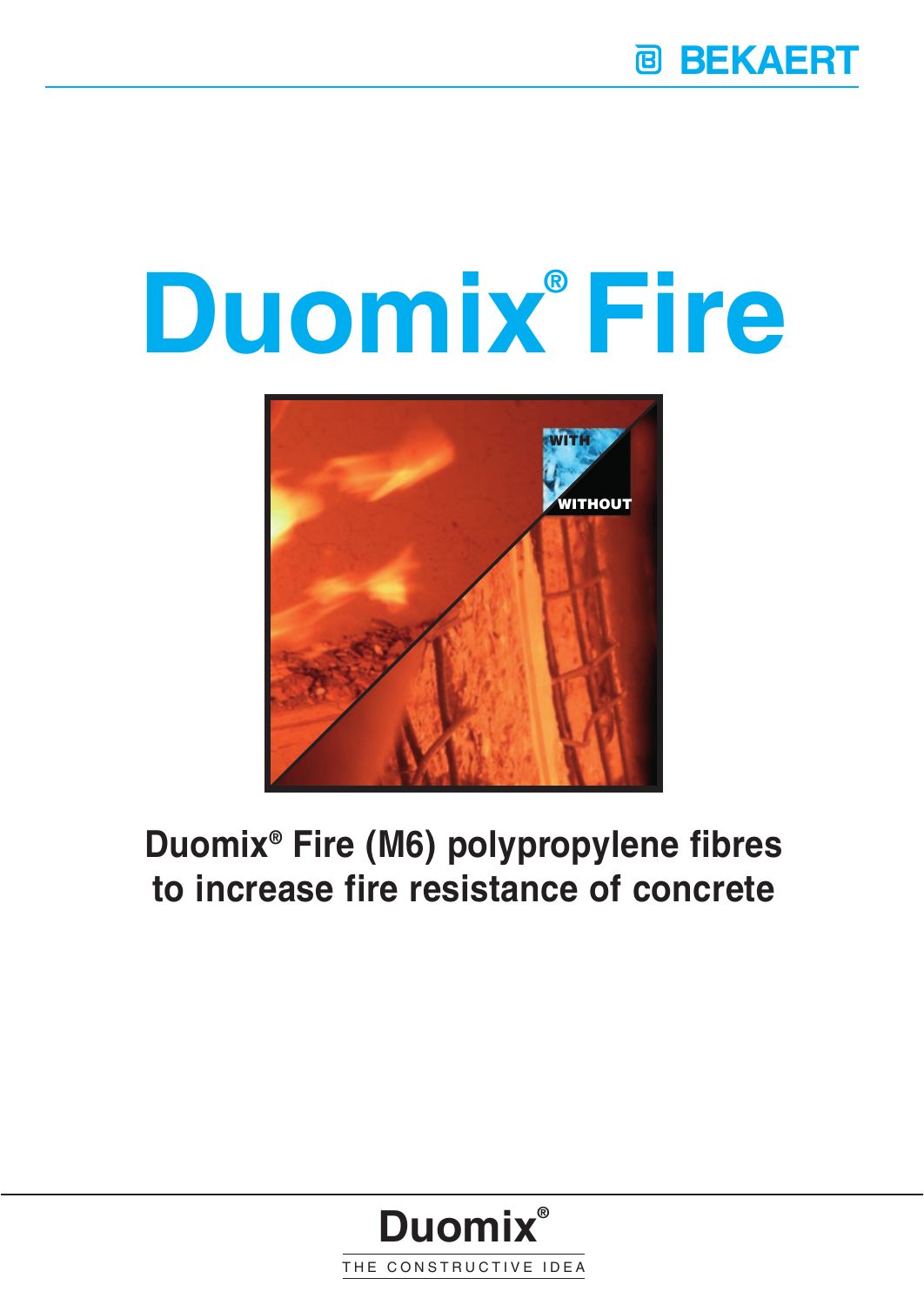BEKAERT

# Duomix® Fire

WITH

WITHOUT

## Duomix® Fire (M6) polypropylene fibres to increase fire resistance of concrete

**Duomix®**

THE CONSTRUCTIVE IDEA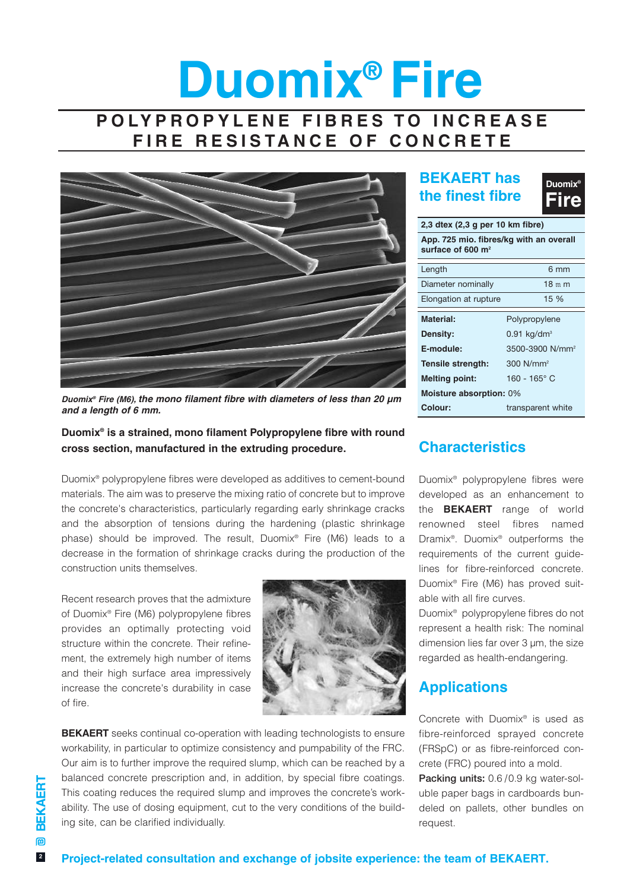# Duomix® Fire

## POLYPROPYLENE FIBRES TO INCREASE FIRE RESISTANCE OF CONCRETE

***Duomix® Fire (M6), the mono filament fibre with diameters of less than 20 µm and a length of 6 mm.***

**Duomix® is a strained, mono filament Polypropylene fibre with round cross section, manufactured in the extruding procedure.**

Duomix® polypropylene fibres were developed as additives to cement-bound materials. The aim was to preserve the mixing ratio of concrete but to improve the concrete's characteristics, particularly regarding early shrinkage cracks and the absorption of tensions during the hardening (plastic shrinkage phase) should be improved. The result, Duomix® Fire (M6) leads to a decrease in the formation of shrinkage cracks during the production of the construction units themselves.

Recent research proves that the admixture of Duomix® Fire (M6) polypropylene fibres provides an optimally protecting void structure within the concrete. Their refinement, the extremely high number of items and their high surface area impressively increase the concrete's durability in case of fire.

**BEKAERT** seeks continual co-operation with leading technologists to ensure workability, in particular to optimize consistency and pumpability of the FRC. Our aim is to further improve the required slump, which can be reached by a balanced concrete prescription and, in addition, by special fibre coatings. This coating reduces the required slump and improves the concrete's workability. The use of dosing equipment, cut to the very conditions of the building site, can be clarified individually.

## BEKAERT has the finest fibre

**Duomix® Fire**

| **2,3 dtex (2,3 g per 10 km fibre)** | |
|---|---|
| **App. 725 mio. fibres/kg with an overall surface of 600 m²** | |
| Length | 6 mm |
| Diameter nominally | 18 µm |
| Elongation at rupture | 15 % |
| **Material:** | Polypropylene |
| **Density:** | 0.91 kg/dm³ |
| **E-module:** | 3500-3900 N/mm² |
| **Tensile strength:** | 300 N/mm² |
| **Melting point:** | 160 - 165° C |
| **Moisture absorption:** | 0% |
| **Colour:** | transparent white |

## Characteristics

Duomix® polypropylene fibres were developed as an enhancement to the **BEKAERT** range of world renowned steel fibres named Dramix®. Duomix® outperforms the requirements of the current guidelines for fibre-reinforced concrete. Duomix® Fire (M6) has proved suitable with all fire curves.

Duomix® polypropylene fibres do not represent a health risk: The nominal dimension lies far over 3 µm, the size regarded as health-endangering.

## Applications

Concrete with Duomix® is used as fibre-reinforced sprayed concrete (FRSpC) or as fibre-reinforced concrete (FRC) poured into a mold.

**Packing units:** 0.6 /0.9 kg water-soluble paper bags in cardboards bundeled on pallets, other bundles on request.

**Project-related consultation and exchange of jobsite experience: the team of BEKAERT.**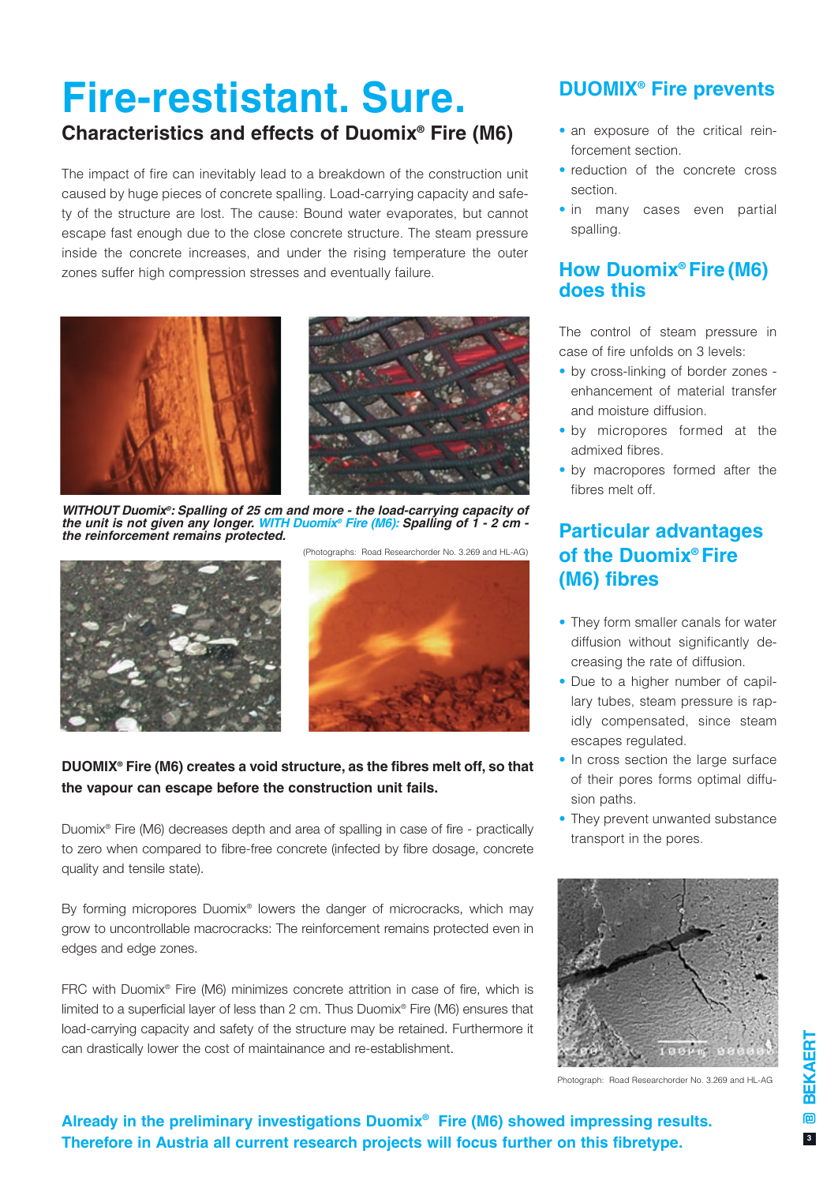# Fire-restistant. Sure.

## Characteristics and effects of Duomix® Fire (M6)

The impact of fire can inevitably lead to a breakdown of the construction unit caused by huge pieces of concrete spalling. Load-carrying capacity and safety of the structure are lost. The cause: Bound water evaporates, but cannot escape fast enough due to the close concrete structure. The steam pressure inside the concrete increases, and under the rising temperature the outer zones suffer high compression stresses and eventually failure.

***WITHOUT Duomix®: Spalling of 25 cm and more - the load-carrying capacity of the unit is not given any longer. WITH Duomix® Fire (M6): Spalling of 1 - 2 cm - the reinforcement remains protected.***

(Photographs: Road Researchorder No. 3.269 and HL-AG)

**DUOMIX® Fire (M6) creates a void structure, as the fibres melt off, so that the vapour can escape before the construction unit fails.**

Duomix® Fire (M6) decreases depth and area of spalling in case of fire - practically to zero when compared to fibre-free concrete (infected by fibre dosage, concrete quality and tensile state).

By forming micropores Duomix® lowers the danger of microcracks, which may grow to uncontrollable macrocracks: The reinforcement remains protected even in edges and edge zones.

FRC with Duomix® Fire (M6) minimizes concrete attrition in case of fire, which is limited to a superficial layer of less than 2 cm. Thus Duomix® Fire (M6) ensures that load-carrying capacity and safety of the structure may be retained. Furthermore it can drastically lower the cost of maintainance and re-establishment.

## DUOMIX® Fire prevents

- an exposure of the critical reinforcement section.
- reduction of the concrete cross section.
- in many cases even partial spalling.

## How Duomix® Fire (M6) does this

The control of steam pressure in case of fire unfolds on 3 levels:

- by cross-linking of border zones - enhancement of material transfer and moisture diffusion.
- by micropores formed at the admixed fibres.
- by macropores formed after the fibres melt off.

## Particular advantages of the Duomix® Fire (M6) fibres

- They form smaller canals for water diffusion without significantly decreasing the rate of diffusion.
- Due to a higher number of capillary tubes, steam pressure is rapidly compensated, since steam escapes regulated.
- In cross section the large surface of their pores forms optimal diffusion paths.
- They prevent unwanted substance transport in the pores.

Photograph: Road Researchorder No. 3.269 and HL-AG

**Already in the preliminary investigations Duomix® Fire (M6) showed impressing results. Therefore in Austria all current research projects will focus further on this fibretype.**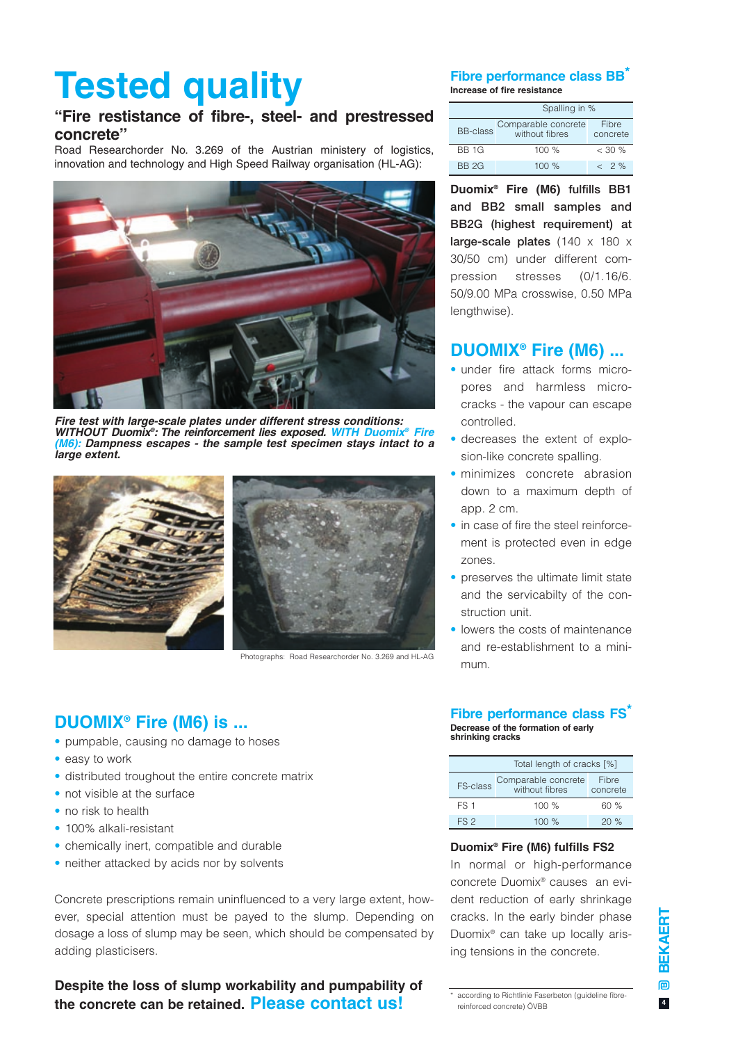# Tested quality

## "Fire restistance of fibre-, steel- and prestressed concrete"

Road Researchorder No. 3.269 of the Austrian ministery of logistics, innovation and technology and High Speed Railway organisation (HL-AG):

***Fire test with large-scale plates under different stress conditions: WITHOUT Duomix®: The reinforcement lies exposed. WITH Duomix® Fire (M6): Dampness escapes - the sample test specimen stays intact to a large extent.***

Photographs: Road Researchorder No. 3.269 and HL-AG

## DUOMIX® Fire (M6) is ...

- pumpable, causing no damage to hoses
- easy to work
- distributed troughout the entire concrete matrix
- not visible at the surface
- no risk to health
- 100% alkali-resistant
- chemically inert, compatible and durable
- neither attacked by acids nor by solvents

Concrete prescriptions remain uninfluenced to a very large extent, however, special attention must be payed to the slump. Depending on dosage a loss of slump may be seen, which should be compensated by adding plasticisers.

**Despite the loss of slump workability and pumpability of the concrete can be retained. Please contact us!**

## Fibre performance class BB*

**Increase of fire resistance**

| BB-class | Spalling in % | |
|---|---|---|
| | Comparable concrete without fibres | Fibre concrete |
| BB 1G | 100 % | < 30 % |
| BB 2G | 100 % | < 2 % |

**Duomix® Fire (M6) fulfills BB1 and BB2 small samples and BB2G (highest requirement) at large-scale plates** (140 x 180 x 30/50 cm) under different compression stresses (0/1.16/6.50/9.00 MPa crosswise, 0.50 MPa lengthwise).

## DUOMIX® Fire (M6) ...

- under fire attack forms micro-pores and harmless micro-cracks - the vapour can escape controlled.
- decreases the extent of explosion-like concrete spalling.
- minimizes concrete abrasion down to a maximum depth of app. 2 cm.
- in case of fire the steel reinforcement is protected even in edge zones.
- preserves the ultimate limit state and the servicabilty of the construction unit.
- lowers the costs of maintenance and re-establishment to a minimum.

## Fibre performance class FS*

**Decrease of the formation of early shrinking cracks**

| FS-class | Total length of cracks [%] | |
|---|---|---|
| | Comparable concrete without fibres | Fibre concrete |
| FS 1 | 100 % | 60 % |
| FS 2 | 100 % | 20 % |

**Duomix® Fire (M6) fulfills FS2**

In normal or high-performance concrete Duomix® causes an evident reduction of early shrinkage cracks. In the early binder phase Duomix® can take up locally arising tensions in the concrete.

\* according to Richtlinie Faserbeton (guideline fibre-reinforced concrete) ÖVBB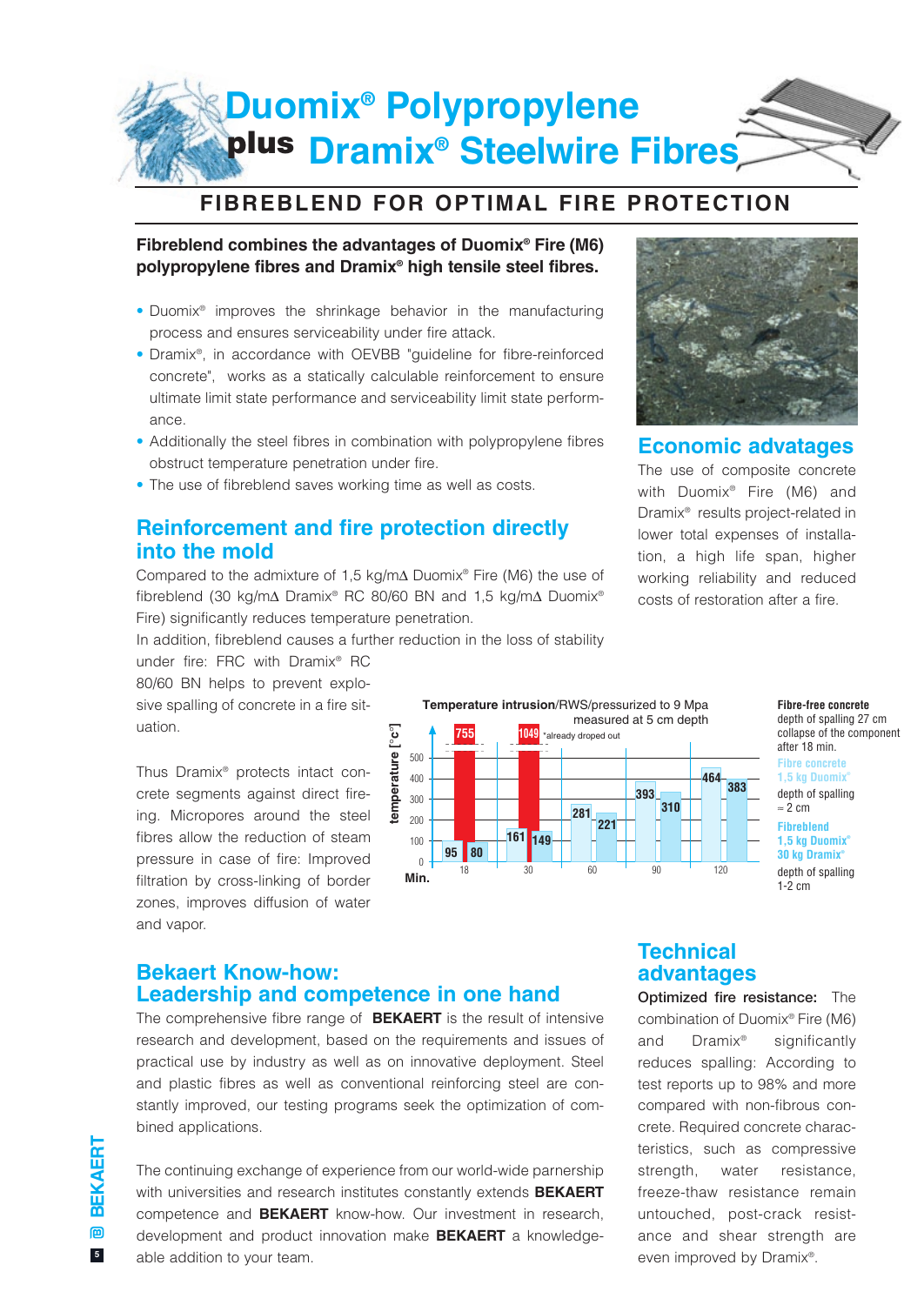# Duomix® Polypropylene plus Dramix® Steelwire Fibres

## FIBREBLEND FOR OPTIMAL FIRE PROTECTION

**Fibreblend combines the advantages of Duomix® Fire (M6) polypropylene fibres and Dramix® high tensile steel fibres.**

- Duomix® improves the shrinkage behavior in the manufacturing process and ensures serviceability under fire attack.
- Dramix®, in accordance with OEVBB "guideline for fibre-reinforced concrete", works as a statically calculable reinforcement to ensure ultimate limit state performance and serviceability limit state performance.
- Additionally the steel fibres in combination with polypropylene fibres obstruct temperature penetration under fire.
- The use of fibreblend saves working time as well as costs.

## Reinforcement and fire protection directly into the mold

Compared to the admixture of 1,5 kg/m∆ Duomix® Fire (M6) the use of fibreblend (30 kg/m∆ Dramix® RC 80/60 BN and 1,5 kg/m∆ Duomix® Fire) significantly reduces temperature penetration.

In addition, fibreblend causes a further reduction in the loss of stability under fire: FRC with Dramix® RC 80/60 BN helps to prevent explosive spalling of concrete in a fire situation.

Thus Dramix® protects intact concrete segments against direct fireing. Micropores around the steel fibres allow the reduction of steam pressure in case of fire: Improved filtration by cross-linking of border zones, improves diffusion of water and vapor.

**Temperature intrusion**/RWS/pressurized to 9 Mpa measured at 5 cm depth

| Min. | Fibre-free concrete | Fibre concrete 1,5 kg Duomix® | Fibreblend 1,5 kg Duomix® 30 kg Dramix® |
|---|---|---|---|
| 18 | 755 | 95 | 80 |
| 30 | 1049 *already droped out | 161 | 149 |
| 60 | | 281 | 221 |
| 90 | | 393 | 310 |
| 120 | | 464 | 383 |

temperature [°c]

**Fibre-free concrete**
depth of spalling 27 cm
collapse of the component after 18 min.

**Fibre concrete 1,5 kg Duomix®**
depth of spalling ≈ 2 cm

**Fibreblend 1,5 kg Duomix® 30 kg Dramix®**
depth of spalling 1-2 cm

## Economic advatages

The use of composite concrete with Duomix® Fire (M6) and Dramix® results project-related in lower total expenses of installation, a high life span, higher working reliability and reduced costs of restoration after a fire.

## Bekaert Know-how: Leadership and competence in one hand

The comprehensive fibre range of **BEKAERT** is the result of intensive research and development, based on the requirements and issues of practical use by industry as well as on innovative deployment. Steel and plastic fibres as well as conventional reinforcing steel are constantly improved, our testing programs seek the optimization of combined applications.

The continuing exchange of experience from our world-wide parnership with universities and research institutes constantly extends **BEKAERT** competence and **BEKAERT** know-how. Our investment in research, development and product innovation make **BEKAERT** a knowledgeable addition to your team.

## Technical advantages

**Optimized fire resistance:** The combination of Duomix® Fire (M6) and Dramix® significantly reduces spalling: According to test reports up to 98% and more compared with non-fibrous concrete. Required concrete characteristics, such as compressive strength, water resistance, freeze-thaw resistance remain untouched, post-crack resistance and shear strength are even improved by Dramix®.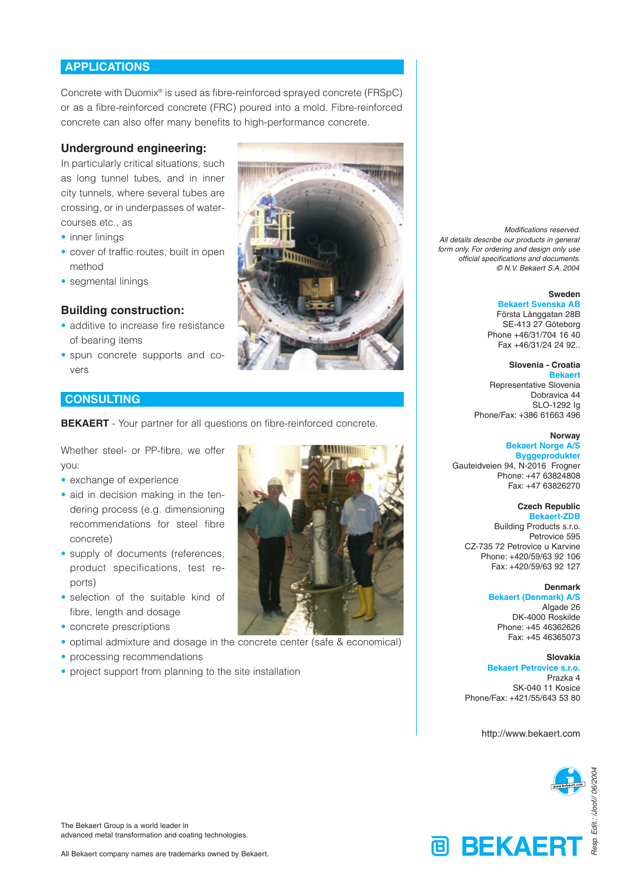## APPLICATIONS

Concrete with Duomix® is used as fibre-reinforced sprayed concrete (FRSpC) or as a fibre-reinforced concrete (FRC) poured into a mold. Fibre-reinforced concrete can also offer many benefits to high-performance concrete.

### Underground engineering:

In particularly critical situations, such as long tunnel tubes, and in inner city tunnels, where several tubes are crossing, or in underpasses of water-courses etc., as

- inner linings
- cover of traffic routes, built in open method
- segmental linings

### Building construction:

- additive to increase fire resistance of bearing items
- spun concrete supports and covers

## CONSULTING

**BEKAERT** - Your partner for all questions on fibre-reinforced concrete.

Whether steel- or PP-fibre, we offer you:

- exchange of experience
- aid in decision making in the tendering process (e.g. dimensioning recommendations for steel fibre concrete)
- supply of documents (references, product specifications, test reports)
- selection of the suitable kind of fibre, length and dosage
- concrete prescriptions
- optimal admixture and dosage in the concrete center (safe & economical)
- processing recommendations
- project support from planning to the site installation

*Modifications reserved.*
*All details describe our products in general form only. For ordering and design only use official specifications and documents.*
*© N.V. Bekaert S.A. 2004*

**Sweden**
**Bekaert Svenska AB**
Första Långgatan 28B
SE-413 27 Göteborg
Phone +46/31/704 16 40
Fax +46/31/24 24 92..

**Slovenia - Croatia**
**Bekaert**
Representative Slovenia
Dobravica 44
SLO-1292 Ig
Phone/Fax: +386 61663 496

**Norway**
**Bekaert Norge A/S**
**Byggeprodukter**
Gauteidveien 94, N-2016 Frogner
Phone: +47 63824808
Fax: +47 63826270

**Czech Republic**
**Bekaert-ZDB**
Building Products s.r.o.
Petrovice 595
CZ-735 72 Petrovice u Karvine
Phone: +420/59/63 92 106
Fax: +420/59/63 92 127

**Denmark**
**Bekaert (Denmark) A/S**
Algade 26
DK-4000 Roskilde
Phone: +45 46362626
Fax: +45 46365073

**Slovakia**
**Bekaert Petrovice s.r.o.**
Prazka 4
SK-040 11 Kosice
Phone/Fax: +421/55/643 53 80

http://www.bekaert.com

The Bekaert Group is a world leader in advanced metal transformation and coating technologies.

All Bekaert company names are trademarks owned by Bekaert.

BEKAERT

*Resp. Edit.: /Joof// 06/2004*